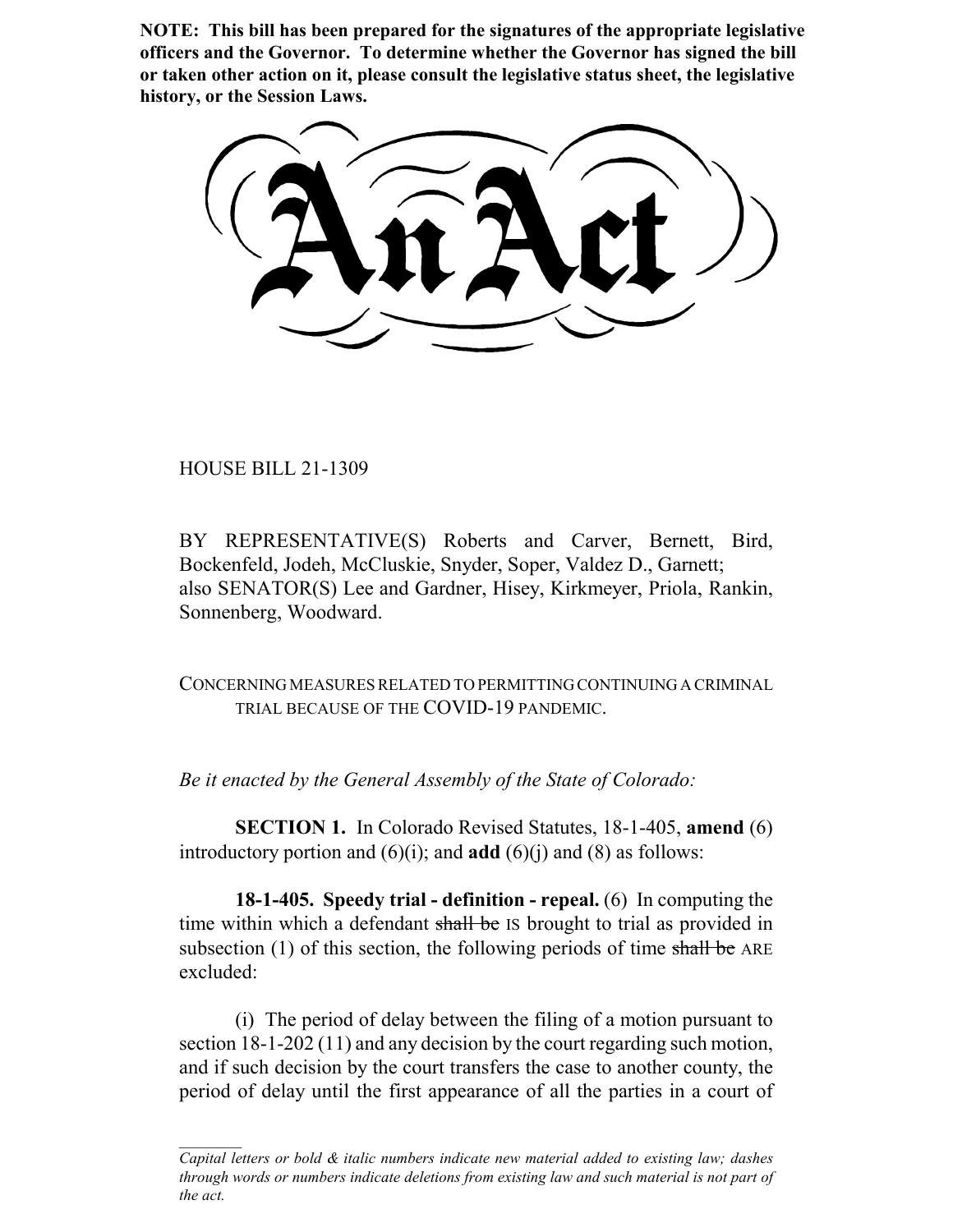**NOTE: This bill has been prepared for the signatures of the appropriate legislative officers and the Governor. To determine whether the Governor has signed the bill or taken other action on it, please consult the legislative status sheet, the legislative history, or the Session Laws.**

# An Act

HOUSE BILL 21-1309

BY REPRESENTATIVE(S) Roberts and Carver, Bernett, Bird, Bockenfeld, Jodeh, McCluskie, Snyder, Soper, Valdez D., Garnett; also SENATOR(S) Lee and Gardner, Hisey, Kirkmeyer, Priola, Rankin, Sonnenberg, Woodward.

CONCERNING MEASURES RELATED TO PERMITTING CONTINUING A CRIMINAL TRIAL BECAUSE OF THE COVID-19 PANDEMIC.

*Be it enacted by the General Assembly of the State of Colorado:*

**SECTION 1.** In Colorado Revised Statutes, 18-1-405, **amend** (6) introductory portion and (6)(i); and **add** (6)(j) and (8) as follows:

**18-1-405. Speedy trial - definition - repeal.** (6) In computing the time within which a defendant ~~shall be~~ IS brought to trial as provided in subsection (1) of this section, the following periods of time ~~shall be~~ ARE excluded:

(i) The period of delay between the filing of a motion pursuant to section 18-1-202 (11) and any decision by the court regarding such motion, and if such decision by the court transfers the case to another county, the period of delay until the first appearance of all the parties in a court of

*Capital letters or bold & italic numbers indicate new material added to existing law; dashes through words or numbers indicate deletions from existing law and such material is not part of the act.*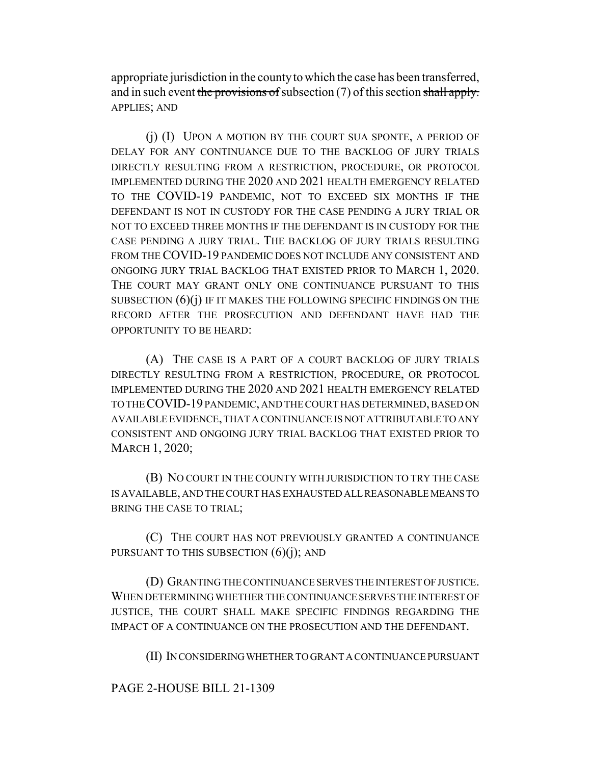appropriate jurisdiction in the county to which the case has been transferred, and in such event ~~the provisions of~~ subsection (7) of this section ~~shall apply.~~ APPLIES; AND

(j) (I) UPON A MOTION BY THE COURT SUA SPONTE, A PERIOD OF DELAY FOR ANY CONTINUANCE DUE TO THE BACKLOG OF JURY TRIALS DIRECTLY RESULTING FROM A RESTRICTION, PROCEDURE, OR PROTOCOL IMPLEMENTED DURING THE 2020 AND 2021 HEALTH EMERGENCY RELATED TO THE COVID-19 PANDEMIC, NOT TO EXCEED SIX MONTHS IF THE DEFENDANT IS NOT IN CUSTODY FOR THE CASE PENDING A JURY TRIAL OR NOT TO EXCEED THREE MONTHS IF THE DEFENDANT IS IN CUSTODY FOR THE CASE PENDING A JURY TRIAL. THE BACKLOG OF JURY TRIALS RESULTING FROM THE COVID-19 PANDEMIC DOES NOT INCLUDE ANY CONSISTENT AND ONGOING JURY TRIAL BACKLOG THAT EXISTED PRIOR TO MARCH 1, 2020. THE COURT MAY GRANT ONLY ONE CONTINUANCE PURSUANT TO THIS SUBSECTION (6)(j) IF IT MAKES THE FOLLOWING SPECIFIC FINDINGS ON THE RECORD AFTER THE PROSECUTION AND DEFENDANT HAVE HAD THE OPPORTUNITY TO BE HEARD:

(A) THE CASE IS A PART OF A COURT BACKLOG OF JURY TRIALS DIRECTLY RESULTING FROM A RESTRICTION, PROCEDURE, OR PROTOCOL IMPLEMENTED DURING THE 2020 AND 2021 HEALTH EMERGENCY RELATED TO THE COVID-19 PANDEMIC, AND THE COURT HAS DETERMINED, BASED ON AVAILABLE EVIDENCE, THAT A CONTINUANCE IS NOT ATTRIBUTABLE TO ANY CONSISTENT AND ONGOING JURY TRIAL BACKLOG THAT EXISTED PRIOR TO MARCH 1, 2020;

(B) NO COURT IN THE COUNTY WITH JURISDICTION TO TRY THE CASE IS AVAILABLE, AND THE COURT HAS EXHAUSTED ALL REASONABLE MEANS TO BRING THE CASE TO TRIAL;

(C) THE COURT HAS NOT PREVIOUSLY GRANTED A CONTINUANCE PURSUANT TO THIS SUBSECTION (6)(j); AND

(D) GRANTING THE CONTINUANCE SERVES THE INTEREST OF JUSTICE. WHEN DETERMINING WHETHER THE CONTINUANCE SERVES THE INTEREST OF JUSTICE, THE COURT SHALL MAKE SPECIFIC FINDINGS REGARDING THE IMPACT OF A CONTINUANCE ON THE PROSECUTION AND THE DEFENDANT.

(II) IN CONSIDERING WHETHER TO GRANT A CONTINUANCE PURSUANT

PAGE 2-HOUSE BILL 21-1309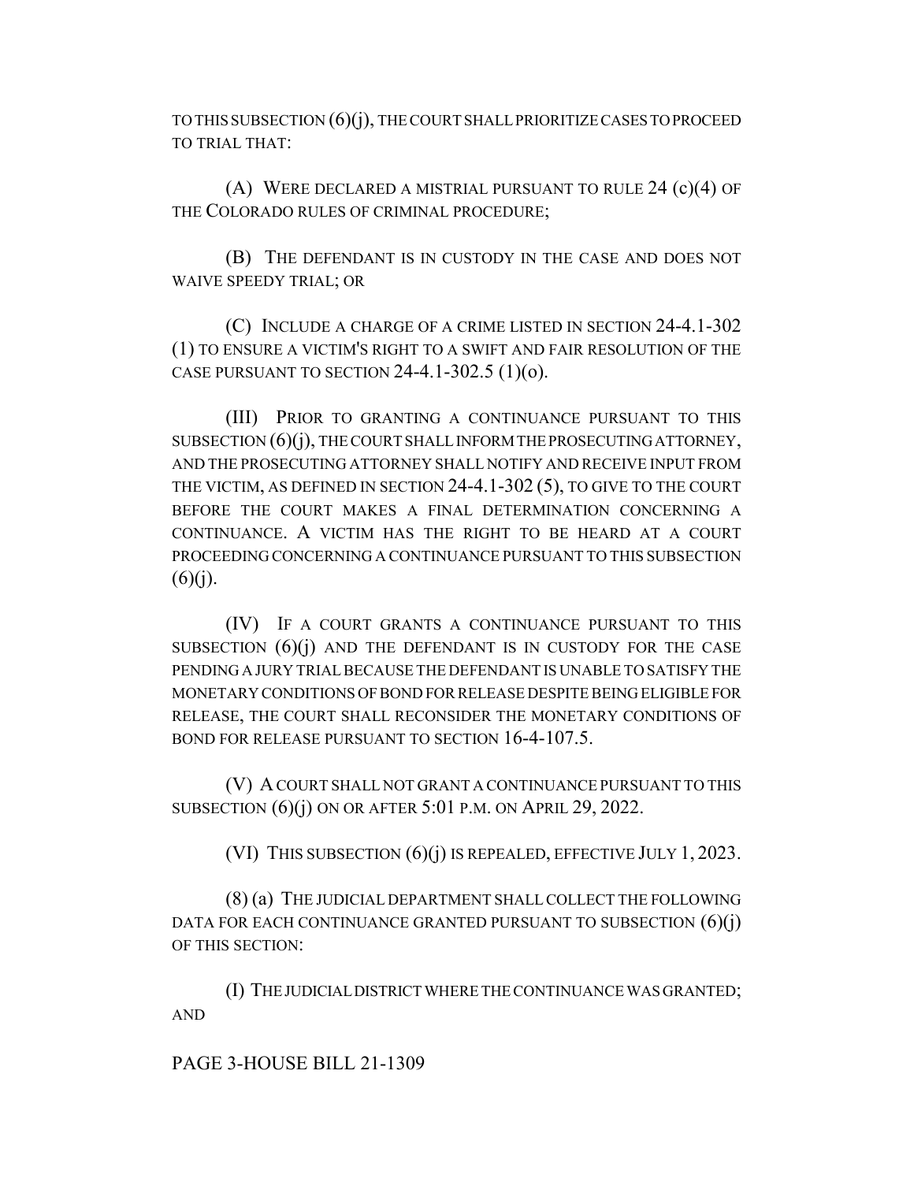TO THIS SUBSECTION (6)(j), THE COURT SHALL PRIORITIZE CASES TO PROCEED TO TRIAL THAT:

(A) WERE DECLARED A MISTRIAL PURSUANT TO RULE 24 (c)(4) OF THE COLORADO RULES OF CRIMINAL PROCEDURE;

(B) THE DEFENDANT IS IN CUSTODY IN THE CASE AND DOES NOT WAIVE SPEEDY TRIAL; OR

(C) INCLUDE A CHARGE OF A CRIME LISTED IN SECTION 24-4.1-302 (1) TO ENSURE A VICTIM'S RIGHT TO A SWIFT AND FAIR RESOLUTION OF THE CASE PURSUANT TO SECTION 24-4.1-302.5 (1)(o).

(III) PRIOR TO GRANTING A CONTINUANCE PURSUANT TO THIS SUBSECTION (6)(j), THE COURT SHALL INFORM THE PROSECUTING ATTORNEY, AND THE PROSECUTING ATTORNEY SHALL NOTIFY AND RECEIVE INPUT FROM THE VICTIM, AS DEFINED IN SECTION 24-4.1-302 (5), TO GIVE TO THE COURT BEFORE THE COURT MAKES A FINAL DETERMINATION CONCERNING A CONTINUANCE. A VICTIM HAS THE RIGHT TO BE HEARD AT A COURT PROCEEDING CONCERNING A CONTINUANCE PURSUANT TO THIS SUBSECTION (6)(j).

(IV) IF A COURT GRANTS A CONTINUANCE PURSUANT TO THIS SUBSECTION (6)(j) AND THE DEFENDANT IS IN CUSTODY FOR THE CASE PENDING A JURY TRIAL BECAUSE THE DEFENDANT IS UNABLE TO SATISFY THE MONETARY CONDITIONS OF BOND FOR RELEASE DESPITE BEING ELIGIBLE FOR RELEASE, THE COURT SHALL RECONSIDER THE MONETARY CONDITIONS OF BOND FOR RELEASE PURSUANT TO SECTION 16-4-107.5.

(V) A COURT SHALL NOT GRANT A CONTINUANCE PURSUANT TO THIS SUBSECTION (6)(j) ON OR AFTER 5:01 P.M. ON APRIL 29, 2022.

(VI) THIS SUBSECTION (6)(j) IS REPEALED, EFFECTIVE JULY 1, 2023.

(8) (a) THE JUDICIAL DEPARTMENT SHALL COLLECT THE FOLLOWING DATA FOR EACH CONTINUANCE GRANTED PURSUANT TO SUBSECTION (6)(j) OF THIS SECTION:

(I) THE JUDICIAL DISTRICT WHERE THE CONTINUANCE WAS GRANTED; AND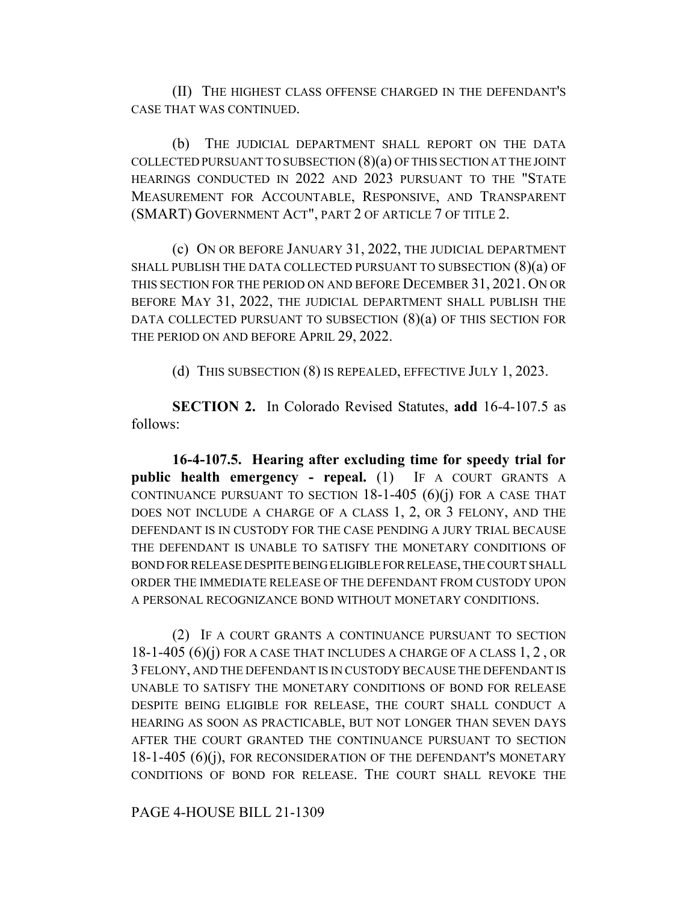(II) THE HIGHEST CLASS OFFENSE CHARGED IN THE DEFENDANT'S CASE THAT WAS CONTINUED.

(b) THE JUDICIAL DEPARTMENT SHALL REPORT ON THE DATA COLLECTED PURSUANT TO SUBSECTION (8)(a) OF THIS SECTION AT THE JOINT HEARINGS CONDUCTED IN 2022 AND 2023 PURSUANT TO THE "STATE MEASUREMENT FOR ACCOUNTABLE, RESPONSIVE, AND TRANSPARENT (SMART) GOVERNMENT ACT", PART 2 OF ARTICLE 7 OF TITLE 2.

(c) ON OR BEFORE JANUARY 31, 2022, THE JUDICIAL DEPARTMENT SHALL PUBLISH THE DATA COLLECTED PURSUANT TO SUBSECTION (8)(a) OF THIS SECTION FOR THE PERIOD ON AND BEFORE DECEMBER 31, 2021. ON OR BEFORE MAY 31, 2022, THE JUDICIAL DEPARTMENT SHALL PUBLISH THE DATA COLLECTED PURSUANT TO SUBSECTION (8)(a) OF THIS SECTION FOR THE PERIOD ON AND BEFORE APRIL 29, 2022.

(d) THIS SUBSECTION (8) IS REPEALED, EFFECTIVE JULY 1, 2023.

**SECTION 2.** In Colorado Revised Statutes, **add** 16-4-107.5 as follows:

**16-4-107.5. Hearing after excluding time for speedy trial for public health emergency - repeal.** (1) IF A COURT GRANTS A CONTINUANCE PURSUANT TO SECTION 18-1-405 (6)(j) FOR A CASE THAT DOES NOT INCLUDE A CHARGE OF A CLASS 1, 2, OR 3 FELONY, AND THE DEFENDANT IS IN CUSTODY FOR THE CASE PENDING A JURY TRIAL BECAUSE THE DEFENDANT IS UNABLE TO SATISFY THE MONETARY CONDITIONS OF BOND FOR RELEASE DESPITE BEING ELIGIBLE FOR RELEASE, THE COURT SHALL ORDER THE IMMEDIATE RELEASE OF THE DEFENDANT FROM CUSTODY UPON A PERSONAL RECOGNIZANCE BOND WITHOUT MONETARY CONDITIONS.

(2) IF A COURT GRANTS A CONTINUANCE PURSUANT TO SECTION 18-1-405 (6)(j) FOR A CASE THAT INCLUDES A CHARGE OF A CLASS 1, 2 , OR 3 FELONY, AND THE DEFENDANT IS IN CUSTODY BECAUSE THE DEFENDANT IS UNABLE TO SATISFY THE MONETARY CONDITIONS OF BOND FOR RELEASE DESPITE BEING ELIGIBLE FOR RELEASE, THE COURT SHALL CONDUCT A HEARING AS SOON AS PRACTICABLE, BUT NOT LONGER THAN SEVEN DAYS AFTER THE COURT GRANTED THE CONTINUANCE PURSUANT TO SECTION 18-1-405 (6)(j), FOR RECONSIDERATION OF THE DEFENDANT'S MONETARY CONDITIONS OF BOND FOR RELEASE. THE COURT SHALL REVOKE THE

PAGE 4-HOUSE BILL 21-1309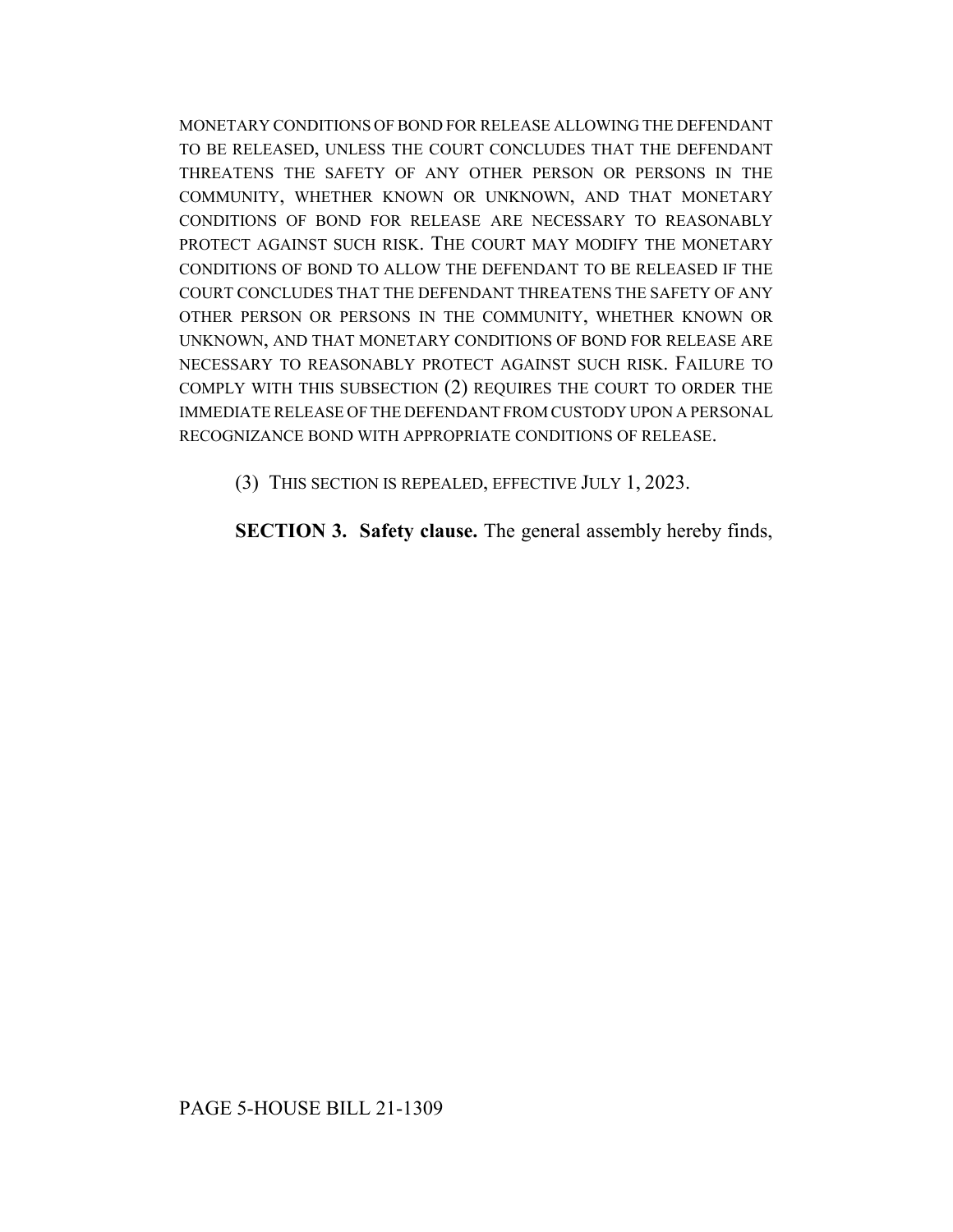MONETARY CONDITIONS OF BOND FOR RELEASE ALLOWING THE DEFENDANT TO BE RELEASED, UNLESS THE COURT CONCLUDES THAT THE DEFENDANT THREATENS THE SAFETY OF ANY OTHER PERSON OR PERSONS IN THE COMMUNITY, WHETHER KNOWN OR UNKNOWN, AND THAT MONETARY CONDITIONS OF BOND FOR RELEASE ARE NECESSARY TO REASONABLY PROTECT AGAINST SUCH RISK. THE COURT MAY MODIFY THE MONETARY CONDITIONS OF BOND TO ALLOW THE DEFENDANT TO BE RELEASED IF THE COURT CONCLUDES THAT THE DEFENDANT THREATENS THE SAFETY OF ANY OTHER PERSON OR PERSONS IN THE COMMUNITY, WHETHER KNOWN OR UNKNOWN, AND THAT MONETARY CONDITIONS OF BOND FOR RELEASE ARE NECESSARY TO REASONABLY PROTECT AGAINST SUCH RISK. FAILURE TO COMPLY WITH THIS SUBSECTION (2) REQUIRES THE COURT TO ORDER THE IMMEDIATE RELEASE OF THE DEFENDANT FROM CUSTODY UPON A PERSONAL RECOGNIZANCE BOND WITH APPROPRIATE CONDITIONS OF RELEASE.

(3) THIS SECTION IS REPEALED, EFFECTIVE JULY 1, 2023.

**SECTION 3. Safety clause.** The general assembly hereby finds,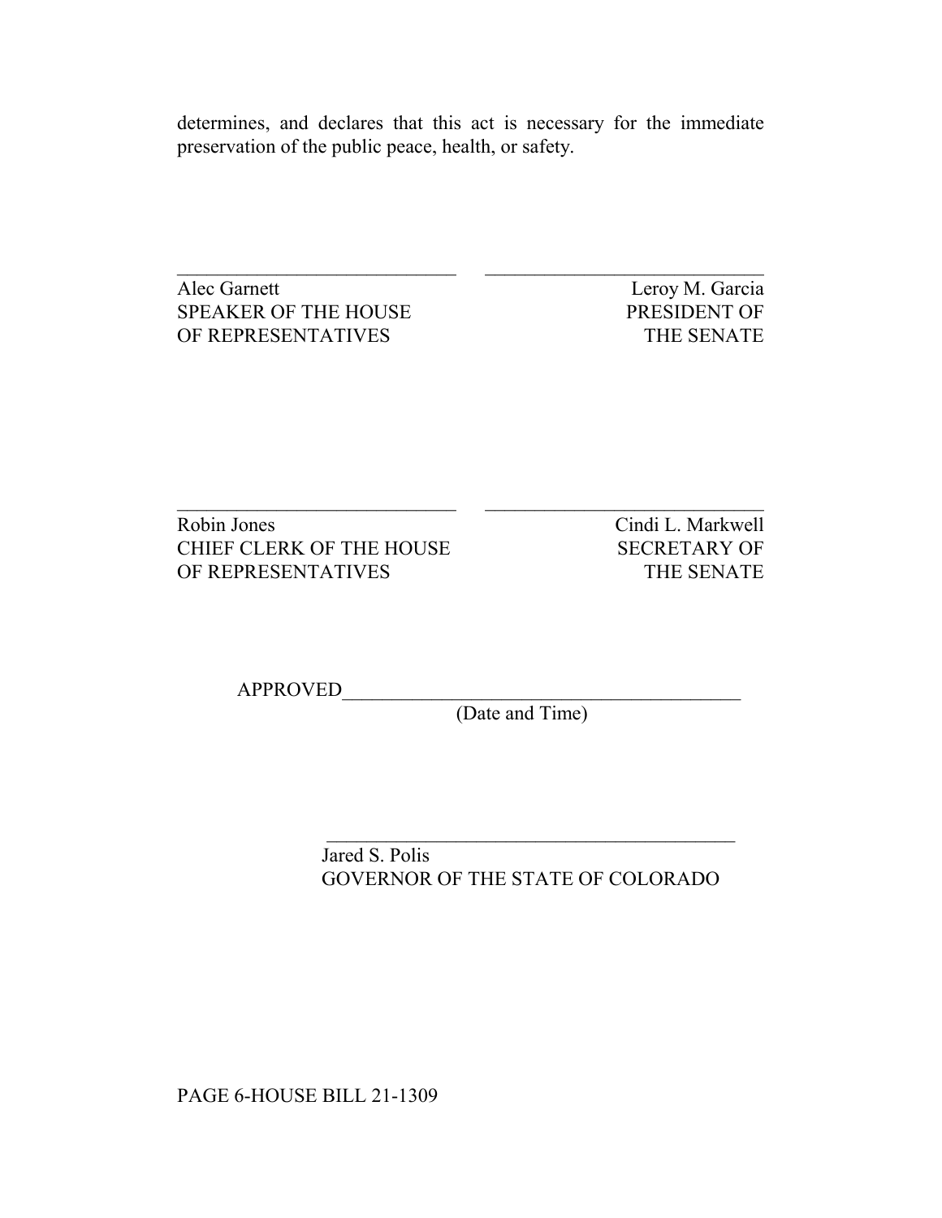determines, and declares that this act is necessary for the immediate preservation of the public peace, health, or safety.

| | |
|---|---|
| \_\_\_\_\_\_\_\_\_\_\_\_\_\_\_\_\_\_\_\_\_\_\_\_\_\_\_\_ | \_\_\_\_\_\_\_\_\_\_\_\_\_\_\_\_\_\_\_\_\_\_\_\_\_\_\_\_ |
| Alec Garnett | Leroy M. Garcia |
| SPEAKER OF THE HOUSE OF REPRESENTATIVES | PRESIDENT OF THE SENATE |

| | |
|---|---|
| \_\_\_\_\_\_\_\_\_\_\_\_\_\_\_\_\_\_\_\_\_\_\_\_\_\_\_\_ | \_\_\_\_\_\_\_\_\_\_\_\_\_\_\_\_\_\_\_\_\_\_\_\_\_\_\_\_ |
| Robin Jones | Cindi L. Markwell |
| CHIEF CLERK OF THE HOUSE OF REPRESENTATIVES | SECRETARY OF THE SENATE |

APPROVED\_\_\_\_\_\_\_\_\_\_\_\_\_\_\_\_\_\_\_\_\_\_\_\_\_\_\_\_\_\_\_\_\_\_\_\_\_\_\_\_
(Date and Time)

\_\_\_\_\_\_\_\_\_\_\_\_\_\_\_\_\_\_\_\_\_\_\_\_\_\_\_\_\_\_\_\_\_\_\_\_\_\_\_\_\_\_

Jared S. Polis
GOVERNOR OF THE STATE OF COLORADO

PAGE 6-HOUSE BILL 21-1309